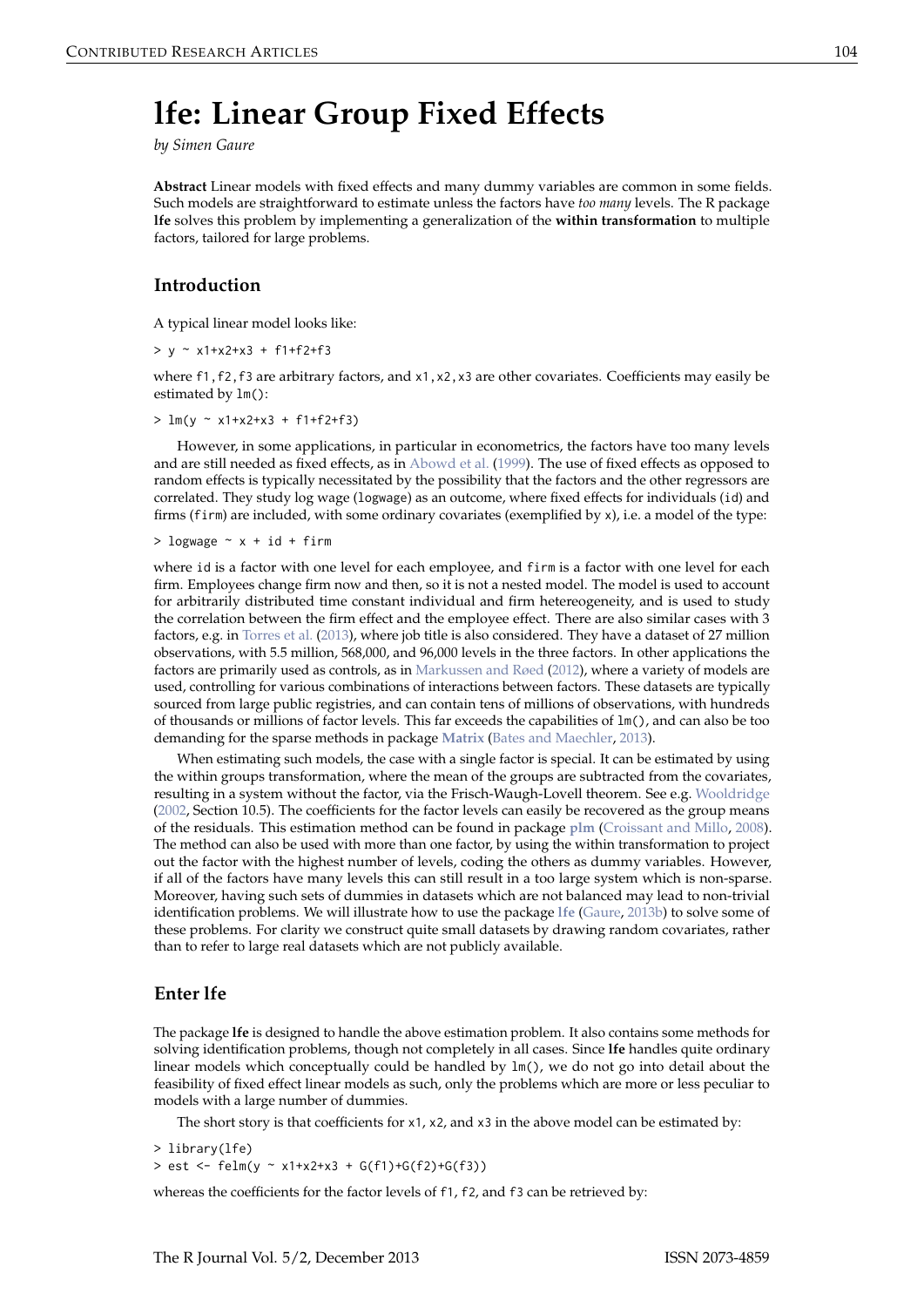# lfe: Linear Group Fixed Effects

*by Simen Gaure*

**Abstract** Linear models with fixed effects and many dummy variables are common in some fields. Such models are straightforward to estimate unless the factors have *too many* levels. The R package **lfe** solves this problem by implementing a generalization of the **within transformation** to multiple factors, tailored for large problems.

## Introduction

A typical linear model looks like:

```
> y ~ x1+x2+x3 + f1+f2+f3
```

where `f1,f2,f3` are arbitrary factors, and `x1,x2,x3` are other covariates. Coefficients may easily be estimated by `lm()`:

```
> lm(y ~ x1+x2+x3 + f1+f2+f3)
```

However, in some applications, in particular in econometrics, the factors have too many levels and are still needed as fixed effects, as in Abowd et al. (1999). The use of fixed effects as opposed to random effects is typically necessitated by the possibility that the factors and the other regressors are correlated. They study log wage (`logwage`) as an outcome, where fixed effects for individuals (`id`) and firms (`firm`) are included, with some ordinary covariates (exemplified by `x`), i.e. a model of the type:

```
> logwage ~ x + id + firm
```

where `id` is a factor with one level for each employee, and `firm` is a factor with one level for each firm. Employees change firm now and then, so it is not a nested model. The model is used to account for arbitrarily distributed time constant individual and firm hetereogeneity, and is used to study the correlation between the firm effect and the employee effect. There are also similar cases with 3 factors, e.g. in Torres et al. (2013), where job title is also considered. They have a dataset of 27 million observations, with 5.5 million, 568,000, and 96,000 levels in the three factors. In other applications the factors are primarily used as controls, as in Markussen and Røed (2012), where a variety of models are used, controlling for various combinations of interactions between factors. These datasets are typically sourced from large public registries, and can contain tens of millions of observations, with hundreds of thousands or millions of factor levels. This far exceeds the capabilities of `lm()`, and can also be too demanding for the sparse methods in package **Matrix** (Bates and Maechler, 2013).

When estimating such models, the case with a single factor is special. It can be estimated by using the within groups transformation, where the mean of the groups are subtracted from the covariates, resulting in a system without the factor, via the Frisch-Waugh-Lovell theorem. See e.g. Wooldridge (2002, Section 10.5). The coefficients for the factor levels can easily be recovered as the group means of the residuals. This estimation method can be found in package **plm** (Croissant and Millo, 2008). The method can also be used with more than one factor, by using the within transformation to project out the factor with the highest number of levels, coding the others as dummy variables. However, if all of the factors have many levels this can still result in a too large system which is non-sparse. Moreover, having such sets of dummies in datasets which are not balanced may lead to non-trivial identification problems. We will illustrate how to use the package lfe (Gaure, 2013b) to solve some of these problems. For clarity we construct quite small datasets by drawing random covariates, rather than to refer to large real datasets which are not publicly available.

## Enter lfe

The package **lfe** is designed to handle the above estimation problem. It also contains some methods for solving identification problems, though not completely in all cases. Since **lfe** handles quite ordinary linear models which conceptually could be handled by `lm()`, we do not go into detail about the feasibility of fixed effect linear models as such, only the problems which are more or less peculiar to models with a large number of dummies.

The short story is that coefficients for `x1`, `x2`, and `x3` in the above model can be estimated by:

```
> library(lfe)
> est <- felm(y ~ x1+x2+x3 + G(f1)+G(f2)+G(f3))
```

whereas the coefficients for the factor levels of `f1`, `f2`, and `f3` can be retrieved by: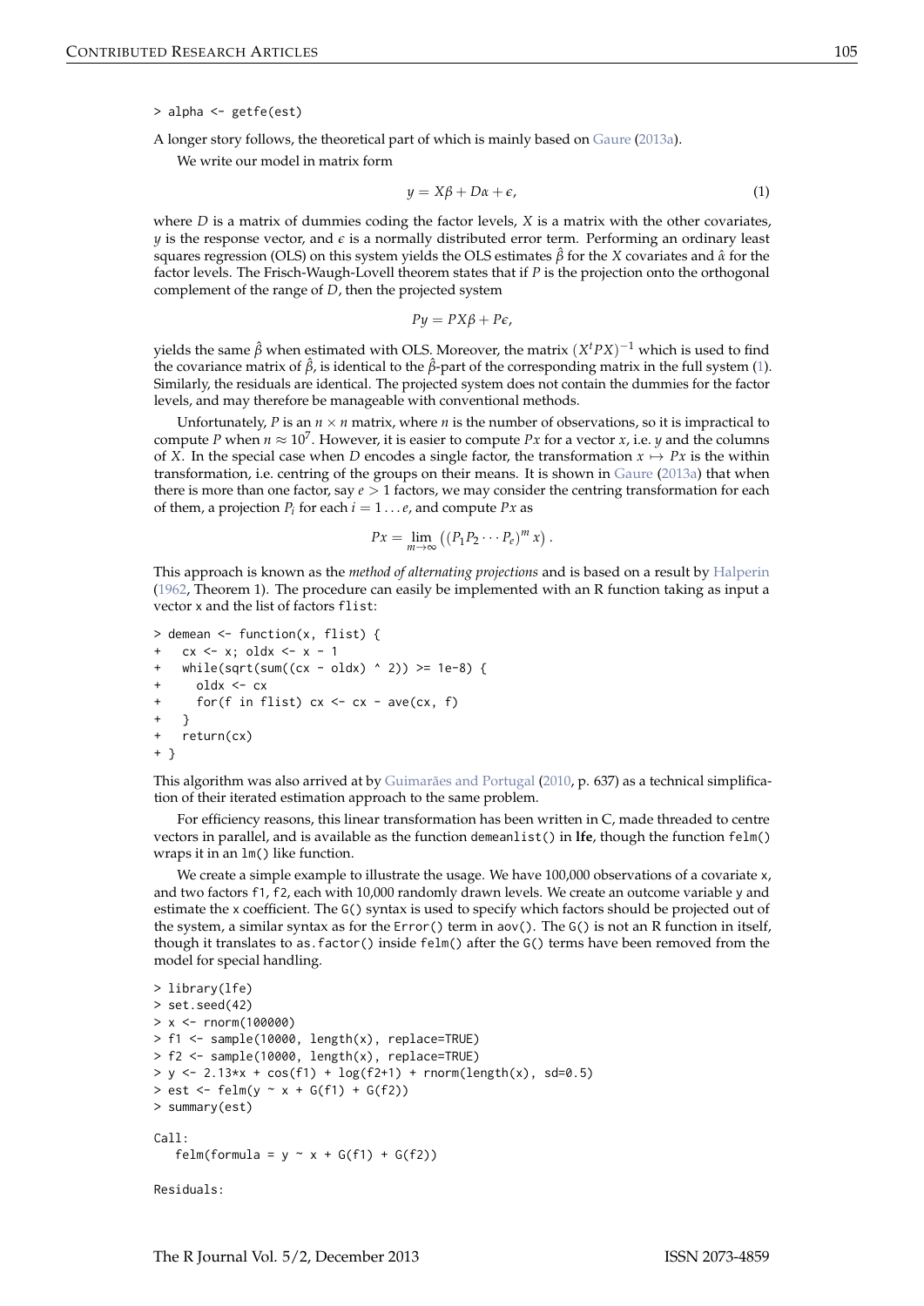```
> alpha <- getfe(est)
```

A longer story follows, the theoretical part of which is mainly based on Gaure (2013a).

We write our model in matrix form

$$y = X\beta + D\alpha + \epsilon, \tag{1}$$

where $D$ is a matrix of dummies coding the factor levels, $X$ is a matrix with the other covariates, $y$ is the response vector, and $\epsilon$ is a normally distributed error term. Performing an ordinary least squares regression (OLS) on this system yields the OLS estimates $\hat{\beta}$ for the $X$ covariates and $\hat{\alpha}$ for the factor levels. The Frisch-Waugh-Lovell theorem states that if $P$ is the projection onto the orthogonal complement of the range of $D$, then the projected system

$$Py = PX\beta + P\epsilon,$$

yields the same $\hat{\beta}$ when estimated with OLS. Moreover, the matrix $(X^t PX)^{-1}$ which is used to find the covariance matrix of $\hat{\beta}$, is identical to the $\hat{\beta}$-part of the corresponding matrix in the full system (1). Similarly, the residuals are identical. The projected system does not contain the dummies for the factor levels, and may therefore be manageable with conventional methods.

Unfortunately, $P$ is an $n \times n$ matrix, where $n$ is the number of observations, so it is impractical to compute $P$ when $n \approx 10^7$. However, it is easier to compute $Px$ for a vector $x$, i.e. $y$ and the columns of $X$. In the special case when $D$ encodes a single factor, the transformation $x \mapsto Px$ is the within transformation, i.e. centring of the groups on their means. It is shown in Gaure (2013a) that when there is more than one factor, say $e > 1$ factors, we may consider the centring transformation for each of them, a projection $P_i$ for each $i = 1 \ldots e$, and compute $Px$ as

$$Px = \lim_{m \to \infty} \left( (P_1 P_2 \cdots P_e)^m x \right).$$

This approach is known as the *method of alternating projections* and is based on a result by Halperin (1962, Theorem 1). The procedure can easily be implemented with an R function taking as input a vector x and the list of factors flist:

```
> demean <- function(x, flist) {
+   cx <- x; oldx <- x - 1
+   while(sqrt(sum((cx - oldx) ^ 2)) >= 1e-8) {
+     oldx <- cx
+     for(f in flist) cx <- cx - ave(cx, f)
+   }
+   return(cx)
+ }
```

This algorithm was also arrived at by Guimarães and Portugal (2010, p. 637) as a technical simplification of their iterated estimation approach to the same problem.

For efficiency reasons, this linear transformation has been written in C, made threaded to centre vectors in parallel, and is available as the function demeanlist() in **lfe**, though the function felm() wraps it in an lm() like function.

We create a simple example to illustrate the usage. We have 100,000 observations of a covariate x, and two factors f1, f2, each with 10,000 randomly drawn levels. We create an outcome variable y and estimate the x coefficient. The G() syntax is used to specify which factors should be projected out of the system, a similar syntax as for the Error() term in aov(). The G() is not an R function in itself, though it translates to as.factor() inside felm() after the G() terms have been removed from the model for special handling.

```
> library(lfe)
> set.seed(42)
> x <- rnorm(100000)
> f1 <- sample(10000, length(x), replace=TRUE)
> f2 <- sample(10000, length(x), replace=TRUE)
> y <- 2.13*x + cos(f1) + log(f2+1) + rnorm(length(x), sd=0.5)
> est <- felm(y ~ x + G(f1) + G(f2))
> summary(est)

Call:
   felm(formula = y ~ x + G(f1) + G(f2))

Residuals:
```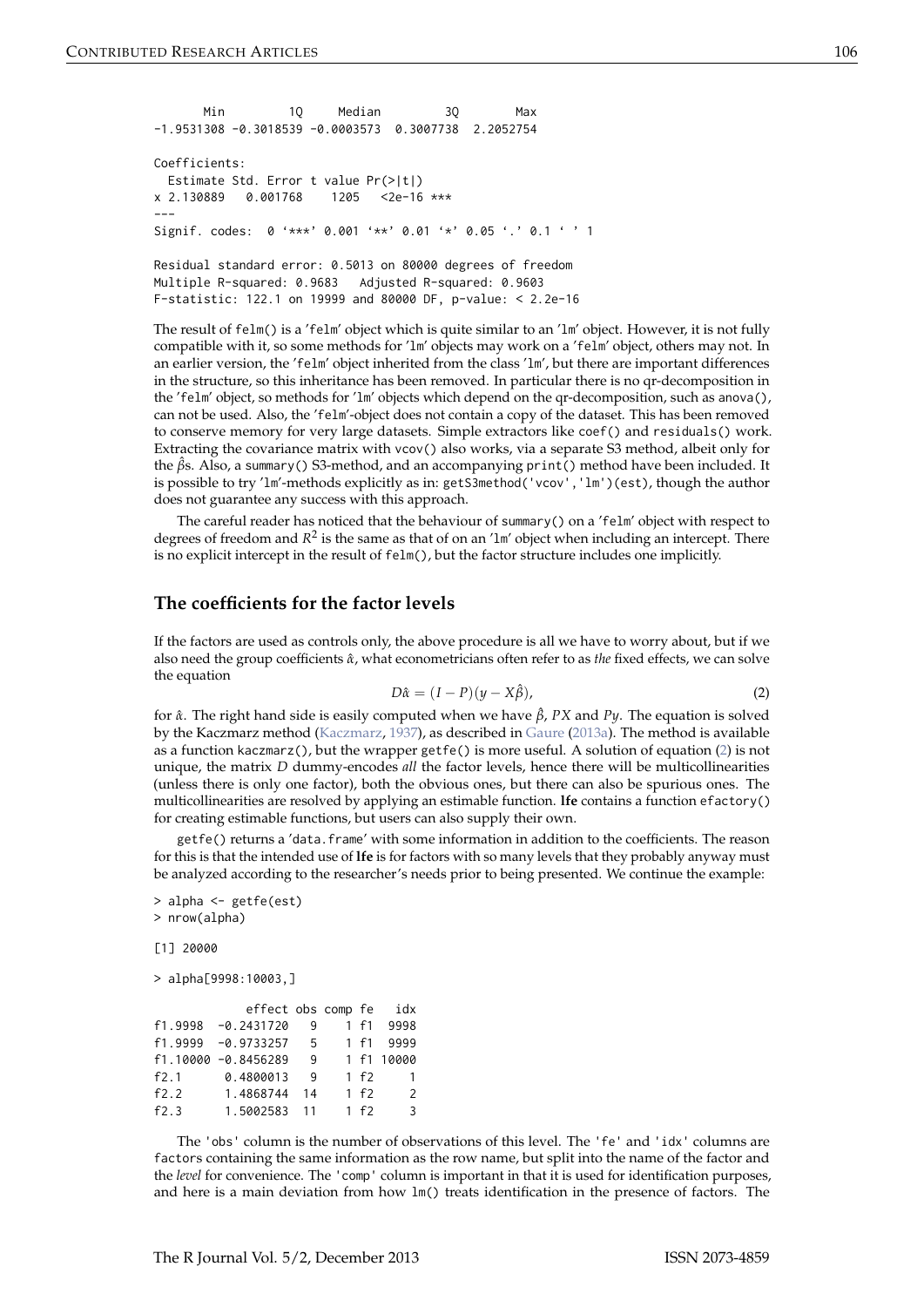```
       Min         1Q     Median         3Q        Max
-1.9531308 -0.3018539 -0.0003573  0.3007738  2.2052754

Coefficients:
  Estimate Std. Error t value Pr(>|t|)
x 2.130889   0.001768    1205   <2e-16 ***
---
Signif. codes:  0 '***' 0.001 '**' 0.01 '*' 0.05 '.' 0.1 ' ' 1

Residual standard error: 0.5013 on 80000 degrees of freedom
Multiple R-squared: 0.9683   Adjusted R-squared: 0.9603
F-statistic: 122.1 on 19999 and 80000 DF, p-value: < 2.2e-16
```

The result of `felm()` is a 'felm' object which is quite similar to an 'lm' object. However, it is not fully compatible with it, so some methods for 'lm' objects may work on a 'felm' object, others may not. In an earlier version, the 'felm' object inherited from the class 'lm', but there are important differences in the structure, so this inheritance has been removed. In particular there is no qr-decomposition in the 'felm' object, so methods for 'lm' objects which depend on the qr-decomposition, such as `anova()`, can not be used. Also, the 'felm'-object does not contain a copy of the dataset. This has been removed to conserve memory for very large datasets. Simple extractors like `coef()` and `residuals()` work. Extracting the covariance matrix with `vcov()` also works, via a separate S3 method, albeit only for the $\hat{\beta}$s. Also, a `summary()` S3-method, and an accompanying `print()` method have been included. It is possible to try 'lm'-methods explicitly as in: `getS3method('vcov','lm')(est)`, though the author does not guarantee any success with this approach.

The careful reader has noticed that the behaviour of `summary()` on a 'felm' object with respect to degrees of freedom and $R^2$ is the same as that of on an 'lm' object when including an intercept. There is no explicit intercept in the result of `felm()`, but the factor structure includes one implicitly.

## The coefficients for the factor levels

If the factors are used as controls only, the above procedure is all we have to worry about, but if we also need the group coefficients $\hat{\alpha}$, what econometricians often refer to as *the* fixed effects, we can solve the equation

$$D\hat{\alpha} = (I - P)(y - X\hat{\beta}), \tag{2}$$

for $\hat{\alpha}$. The right hand side is easily computed when we have $\hat{\beta}$, $PX$ and $Py$. The equation is solved by the Kaczmarz method (Kaczmarz, 1937), as described in Gaure (2013a). The method is available as a function `kaczmarz()`, but the wrapper `getfe()` is more useful. A solution of equation (2) is not unique, the matrix $D$ dummy-encodes *all* the factor levels, hence there will be multicollinearities (unless there is only one factor), both the obvious ones, but there can also be spurious ones. The multicollinearities are resolved by applying an estimable function. **lfe** contains a function `efactory()` for creating estimable functions, but users can also supply their own.

`getfe()` returns a 'data.frame' with some information in addition to the coefficients. The reason for this is that the intended use of **lfe** is for factors with so many levels that they probably anyway must be analyzed according to the researcher's needs prior to being presented. We continue the example:

```
> alpha <- getfe(est)
> nrow(alpha)

[1] 20000

> alpha[9998:10003,]

            effect obs comp fe   idx
f1.9998  -0.2431720   9    1 f1  9998
f1.9999  -0.9733257   5    1 f1  9999
f1.10000 -0.8456289   9    1 f1 10000
f2.1      0.4800013   9    1 f2     1
f2.2      1.4868744  14    1 f2     2
f2.3      1.5002583  11    1 f2     3
```

The 'obs' column is the number of observations of this level. The 'fe' and 'idx' columns are `factor`s containing the same information as the row name, but split into the name of the factor and the *level* for convenience. The 'comp' column is important in that it is used for identification purposes, and here is a main deviation from how `lm()` treats identification in the presence of factors. The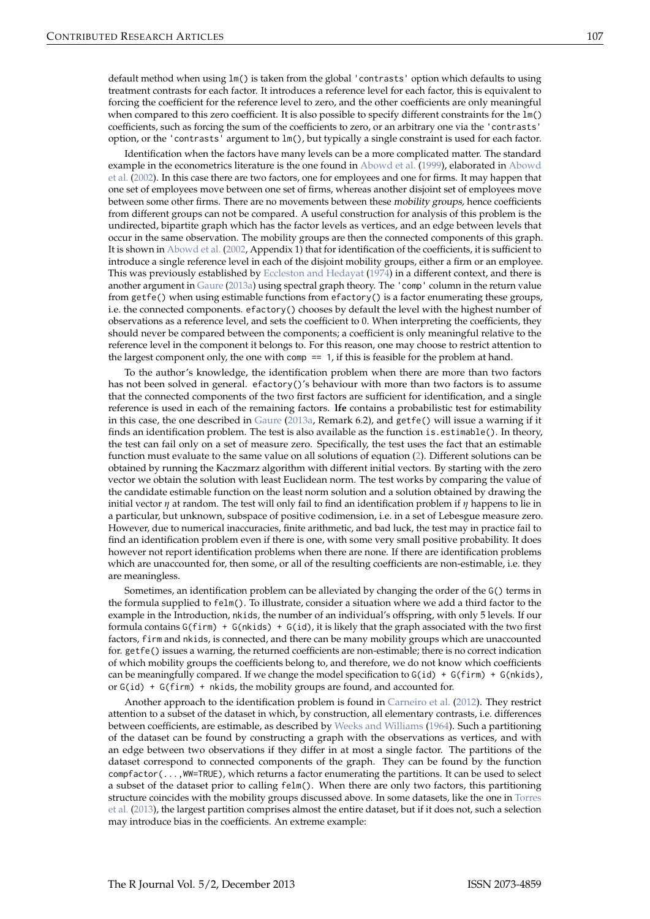default method when using `lm()` is taken from the global `'contrasts'` option which defaults to using treatment contrasts for each factor. It introduces a reference level for each factor, this is equivalent to forcing the coefficient for the reference level to zero, and the other coefficients are only meaningful when compared to this zero coefficient. It is also possible to specify different constraints for the `lm()` coefficients, such as forcing the sum of the coefficients to zero, or an arbitrary one via the `'contrasts'` option, or the `'contrasts'` argument to `lm()`, but typically a single constraint is used for each factor.

Identification when the factors have many levels can be a more complicated matter. The standard example in the econometrics literature is the one found in Abowd et al. (1999), elaborated in Abowd et al. (2002). In this case there are two factors, one for employees and one for firms. It may happen that one set of employees move between one set of firms, whereas another disjoint set of employees move between some other firms. There are no movements between these *mobility groups*, hence coefficients from different groups can not be compared. A useful construction for analysis of this problem is the undirected, bipartite graph which has the factor levels as vertices, and an edge between levels that occur in the same observation. The mobility groups are then the connected components of this graph. It is shown in Abowd et al. (2002, Appendix 1) that for identification of the coefficients, it is sufficient to introduce a single reference level in each of the disjoint mobility groups, either a firm or an employee. This was previously established by Eccleston and Hedayat (1974) in a different context, and there is another argument in Gaure (2013a) using spectral graph theory. The `'comp'` column in the return value from `getfe()` when using estimable functions from `efactory()` is a factor enumerating these groups, i.e. the connected components. `efactory()` chooses by default the level with the highest number of observations as a reference level, and sets the coefficient to 0. When interpreting the coefficients, they should never be compared between the components; a coefficient is only meaningful relative to the reference level in the component it belongs to. For this reason, one may choose to restrict attention to the largest component only, the one with `comp == 1`, if this is feasible for the problem at hand.

To the author's knowledge, the identification problem when there are more than two factors has not been solved in general. `efactory()`'s behaviour with more than two factors is to assume that the connected components of the two first factors are sufficient for identification, and a single reference is used in each of the remaining factors. **lfe** contains a probabilistic test for estimability in this case, the one described in Gaure (2013a, Remark 6.2), and `getfe()` will issue a warning if it finds an identification problem. The test is also available as the function `is.estimable()`. In theory, the test can fail only on a set of measure zero. Specifically, the test uses the fact that an estimable function must evaluate to the same value on all solutions of equation (2). Different solutions can be obtained by running the Kaczmarz algorithm with different initial vectors. By starting with the zero vector we obtain the solution with least Euclidean norm. The test works by comparing the value of the candidate estimable function on the least norm solution and a solution obtained by drawing the initial vector $\eta$ at random. The test will only fail to find an identification problem if $\eta$ happens to lie in a particular, but unknown, subspace of positive codimension, i.e. in a set of Lebesgue measure zero. However, due to numerical inaccuracies, finite arithmetic, and bad luck, the test may in practice fail to find an identification problem even if there is one, with some very small positive probability. It does however not report identification problems when there are none. If there are identification problems which are unaccounted for, then some, or all of the resulting coefficients are non-estimable, i.e. they are meaningless.

Sometimes, an identification problem can be alleviated by changing the order of the `G()` terms in the formula supplied to `felm()`. To illustrate, consider a situation where we add a third factor to the example in the Introduction, `nkids`, the number of an individual's offspring, with only 5 levels. If our formula contains `G(firm) + G(nkids) + G(id)`, it is likely that the graph associated with the two first factors, `firm` and `nkids`, is connected, and there can be many mobility groups which are unaccounted for. `getfe()` issues a warning, the returned coefficients are non-estimable; there is no correct indication of which mobility groups the coefficients belong to, and therefore, we do not know which coefficients can be meaningfully compared. If we change the model specification to `G(id) + G(firm) + G(nkids)`, or `G(id) + G(firm) + nkids`, the mobility groups are found, and accounted for.

Another approach to the identification problem is found in Carneiro et al. (2012). They restrict attention to a subset of the dataset in which, by construction, all elementary contrasts, i.e. differences between coefficients, are estimable, as described by Weeks and Williams (1964). Such a partitioning of the dataset can be found by constructing a graph with the observations as vertices, and with an edge between two observations if they differ in at most a single factor. The partitions of the dataset correspond to connected components of the graph. They can be found by the function `compfactor(...,WW=TRUE)`, which returns a factor enumerating the partitions. It can be used to select a subset of the dataset prior to calling `felm()`. When there are only two factors, this partitioning structure coincides with the mobility groups discussed above. In some datasets, like the one in Torres et al. (2013), the largest partition comprises almost the entire dataset, but if it does not, such a selection may introduce bias in the coefficients. An extreme example: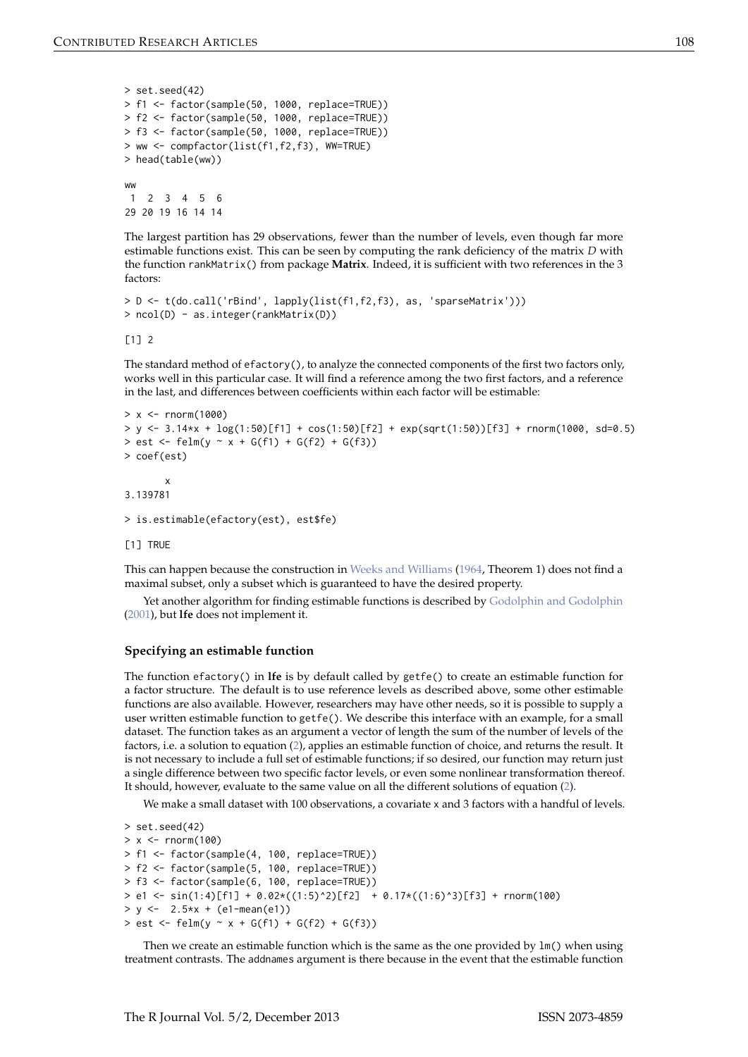```
> set.seed(42)
> f1 <- factor(sample(50, 1000, replace=TRUE))
> f2 <- factor(sample(50, 1000, replace=TRUE))
> f3 <- factor(sample(50, 1000, replace=TRUE))
> ww <- compfactor(list(f1,f2,f3), WW=TRUE)
> head(table(ww))

ww
 1  2  3  4  5  6
29 20 19 16 14 14
```

The largest partition has 29 observations, fewer than the number of levels, even though far more estimable functions exist. This can be seen by computing the rank deficiency of the matrix $D$ with the function `rankMatrix()` from package **Matrix**. Indeed, it is sufficient with two references in the 3 factors:

```
> D <- t(do.call('rBind', lapply(list(f1,f2,f3), as, 'sparseMatrix')))
> ncol(D) - as.integer(rankMatrix(D))

[1] 2
```

The standard method of `efactory()`, to analyze the connected components of the first two factors only, works well in this particular case. It will find a reference among the two first factors, and a reference in the last, and differences between coefficients within each factor will be estimable:

```
> x <- rnorm(1000)
> y <- 3.14*x + log(1:50)[f1] + cos(1:50)[f2] + exp(sqrt(1:50))[f3] + rnorm(1000, sd=0.5)
> est <- felm(y ~ x + G(f1) + G(f2) + G(f3))
> coef(est)

       x
3.139781

> is.estimable(efactory(est), est$fe)

[1] TRUE
```

This can happen because the construction in Weeks and Williams (1964, Theorem 1) does not find a maximal subset, only a subset which is guaranteed to have the desired property.

Yet another algorithm for finding estimable functions is described by Godolphin and Godolphin (2001), but **lfe** does not implement it.

### Specifying an estimable function

The function `efactory()` in **lfe** is by default called by `getfe()` to create an estimable function for a factor structure. The default is to use reference levels as described above, some other estimable functions are also available. However, researchers may have other needs, so it is possible to supply a user written estimable function to `getfe()`. We describe this interface with an example, for a small dataset. The function takes as an argument a vector of length the sum of the number of levels of the factors, i.e. a solution to equation (2), applies an estimable function of choice, and returns the result. It is not necessary to include a full set of estimable functions; if so desired, our function may return just a single difference between two specific factor levels, or even some nonlinear transformation thereof. It should, however, evaluate to the same value on all the different solutions of equation (2).

We make a small dataset with 100 observations, a covariate `x` and 3 factors with a handful of levels.

```
> set.seed(42)
> x <- rnorm(100)
> f1 <- factor(sample(4, 100, replace=TRUE))
> f2 <- factor(sample(5, 100, replace=TRUE))
> f3 <- factor(sample(6, 100, replace=TRUE))
> e1 <- sin(1:4)[f1] + 0.02*((1:5)^2)[f2]  + 0.17*((1:6)^3)[f3] + rnorm(100)
> y <-  2.5*x + (e1-mean(e1))
> est <- felm(y ~ x + G(f1) + G(f2) + G(f3))
```

Then we create an estimable function which is the same as the one provided by `lm()` when using treatment contrasts. The `addnames` argument is there because in the event that the estimable function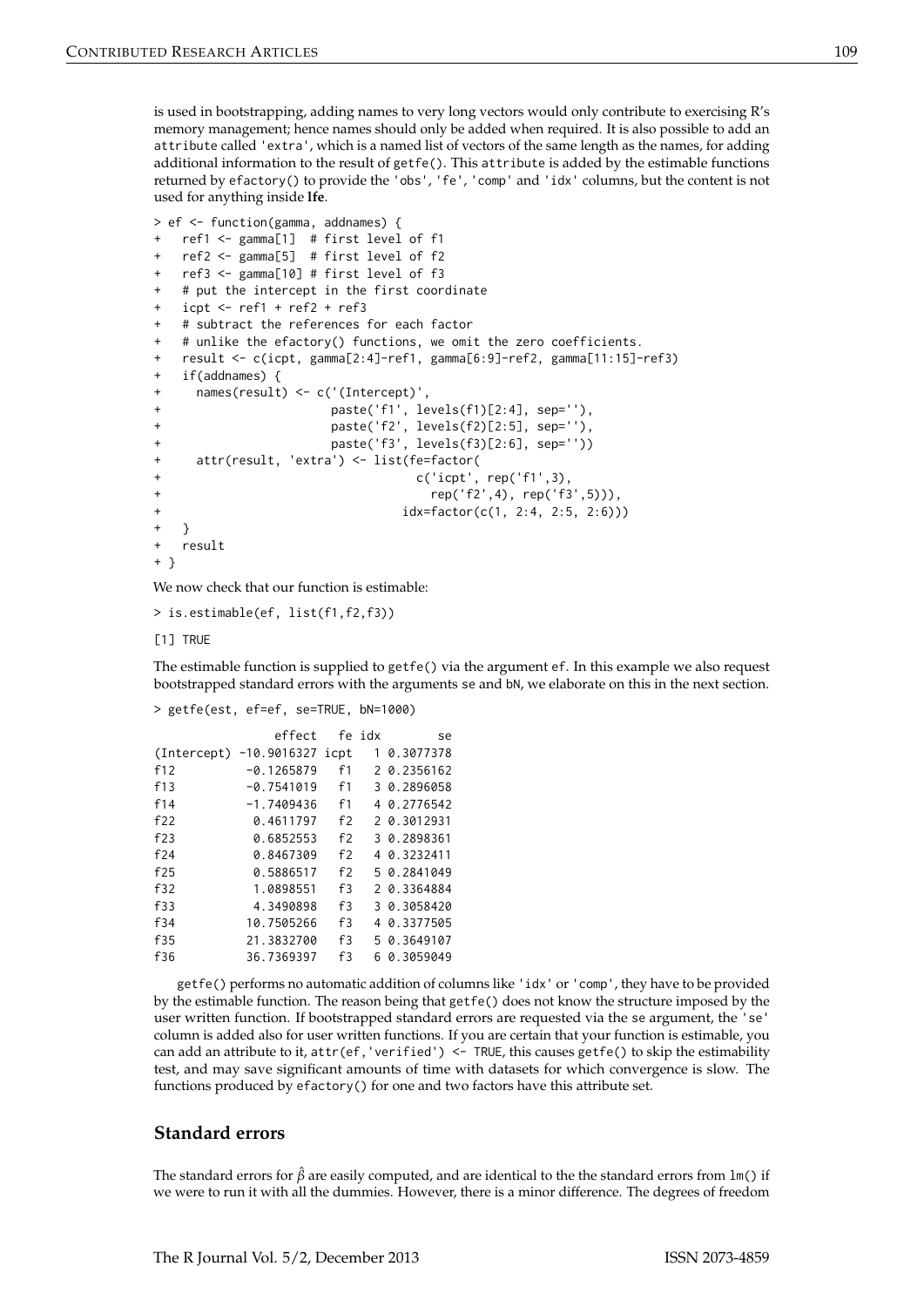is used in bootstrapping, adding names to very long vectors would only contribute to exercising R's memory management; hence names should only be added when required. It is also possible to add an `attribute` called `'extra'`, which is a named list of vectors of the same length as the names, for adding additional information to the result of `getfe()`. This `attribute` is added by the estimable functions returned by `efactory()` to provide the `'obs'`, `'fe'`, `'comp'` and `'idx'` columns, but the content is not used for anything inside **lfe**.

```
> ef <- function(gamma, addnames) {
+   ref1 <- gamma[1]  # first level of f1
+   ref2 <- gamma[5]  # first level of f2
+   ref3 <- gamma[10] # first level of f3
+   # put the intercept in the first coordinate
+   icpt <- ref1 + ref2 + ref3
+   # subtract the references for each factor
+   # unlike the efactory() functions, we omit the zero coefficients.
+   result <- c(icpt, gamma[2:4]-ref1, gamma[6:9]-ref2, gamma[11:15]-ref3)
+   if(addnames) {
+     names(result) <- c('(Intercept)',
+                        paste('f1', levels(f1)[2:4], sep=''),
+                        paste('f2', levels(f2)[2:5], sep=''),
+                        paste('f3', levels(f3)[2:6], sep=''))
+     attr(result, 'extra') <- list(fe=factor(
+                                     c('icpt', rep('f1',3),
+                                       rep('f2',4), rep('f3',5))),
+                                   idx=factor(c(1, 2:4, 2:5, 2:6)))
+   }
+   result
+ }
```

We now check that our function is estimable:

```
> is.estimable(ef, list(f1,f2,f3))
[1] TRUE
```

The estimable function is supplied to `getfe()` via the argument `ef`. In this example we also request bootstrapped standard errors with the arguments `se` and `bN`, we elaborate on this in the next section.

```
> getfe(est, ef=ef, se=TRUE, bN=1000)

                 effect   fe idx        se
(Intercept) -10.9016327 icpt   1 0.3077378
f12          -0.1265879   f1   2 0.2356162
f13          -0.7541019   f1   3 0.2896058
f14          -1.7409436   f1   4 0.2776542
f22           0.4611797   f2   2 0.3012931
f23           0.6852553   f2   3 0.2898361
f24           0.8467309   f2   4 0.3232411
f25           0.5886517   f2   5 0.2841049
f32           1.0898551   f3   2 0.3364884
f33           4.3490898   f3   3 0.3058420
f34          10.7505266   f3   4 0.3377505
f35          21.3832700   f3   5 0.3649107
f36          36.7369397   f3   6 0.3059049
```

`getfe()` performs no automatic addition of columns like `'idx'` or `'comp'`, they have to be provided by the estimable function. The reason being that `getfe()` does not know the structure imposed by the user written function. If bootstrapped standard errors are requested via the `se` argument, the `'se'` column is added also for user written functions. If you are certain that your function is estimable, you can add an attribute to it, `attr(ef,'verified') <- TRUE`, this causes `getfe()` to skip the estimability test, and may save significant amounts of time with datasets for which convergence is slow. The functions produced by `efactory()` for one and two factors have this attribute set.

## Standard errors

The standard errors for $\hat{\beta}$ are easily computed, and are identical to the the standard errors from `lm()` if we were to run it with all the dummies. However, there is a minor difference. The degrees of freedom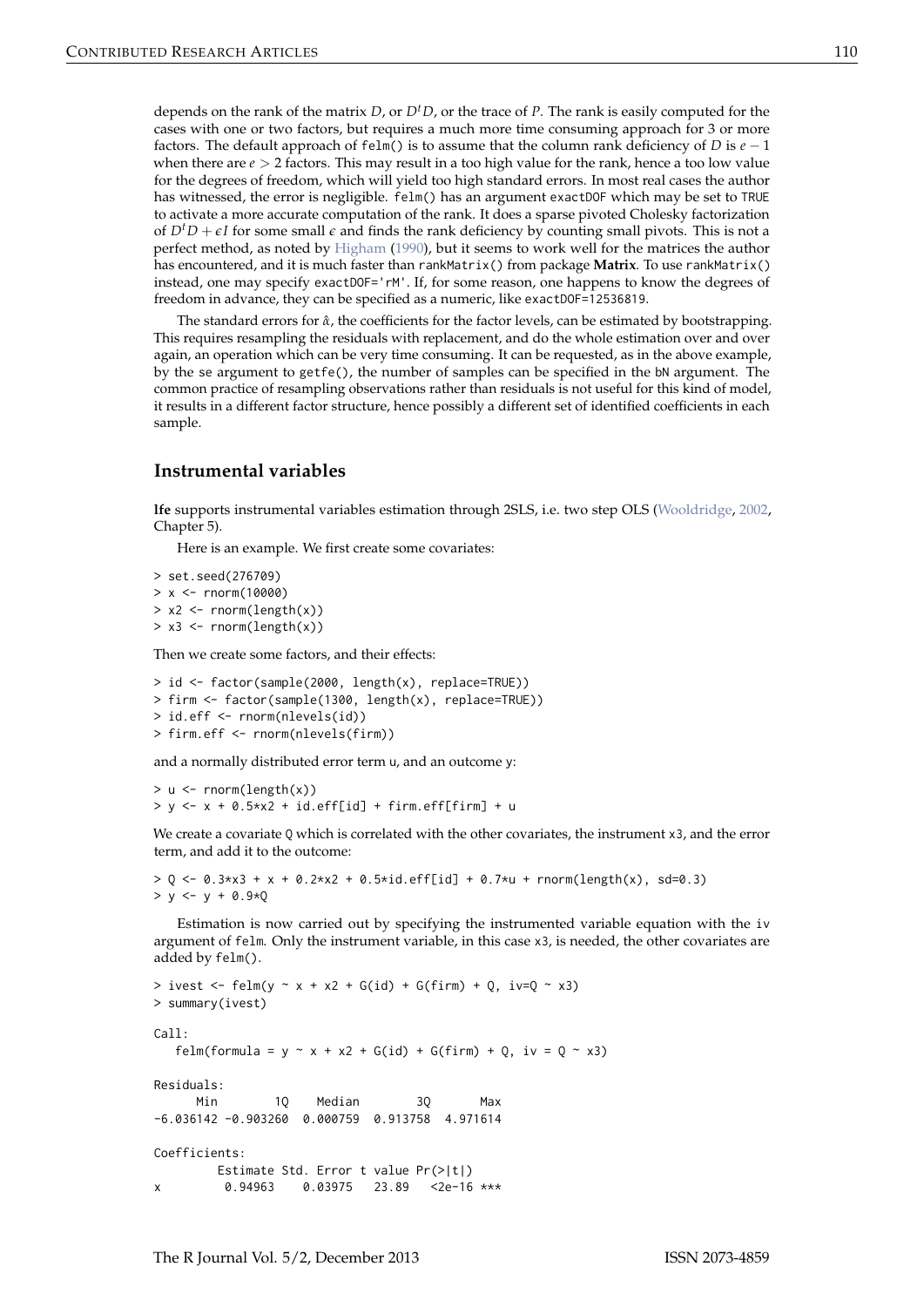depends on the rank of the matrix $D$, or $D^t D$, or the trace of $P$. The rank is easily computed for the cases with one or two factors, but requires a much more time consuming approach for 3 or more factors. The default approach of `felm()` is to assume that the column rank deficiency of $D$ is $e - 1$ when there are $e > 2$ factors. This may result in a too high value for the rank, hence a too low value for the degrees of freedom, which will yield too high standard errors. In most real cases the author has witnessed, the error is negligible. `felm()` has an argument `exactDOF` which may be set to `TRUE` to activate a more accurate computation of the rank. It does a sparse pivoted Cholesky factorization of $D^t D + \epsilon I$ for some small $\epsilon$ and finds the rank deficiency by counting small pivots. This is not a perfect method, as noted by Higham (1990), but it seems to work well for the matrices the author has encountered, and it is much faster than `rankMatrix()` from package **Matrix**. To use `rankMatrix()` instead, one may specify `exactDOF='rM'`. If, for some reason, one happens to know the degrees of freedom in advance, they can be specified as a numeric, like `exactDOF=12536819`.

The standard errors for $\hat{\alpha}$, the coefficients for the factor levels, can be estimated by bootstrapping. This requires resampling the residuals with replacement, and do the whole estimation over and over again, an operation which can be very time consuming. It can be requested, as in the above example, by the `se` argument to `getfe()`, the number of samples can be specified in the `bN` argument. The common practice of resampling observations rather than residuals is not useful for this kind of model, it results in a different factor structure, hence possibly a different set of identified coefficients in each sample.

## Instrumental variables

**lfe** supports instrumental variables estimation through 2SLS, i.e. two step OLS (Wooldridge, 2002, Chapter 5).

Here is an example. We first create some covariates:

```
> set.seed(276709)
> x <- rnorm(10000)
> x2 <- rnorm(length(x))
> x3 <- rnorm(length(x))
```

Then we create some factors, and their effects:

```
> id <- factor(sample(2000, length(x), replace=TRUE))
> firm <- factor(sample(1300, length(x), replace=TRUE))
> id.eff <- rnorm(nlevels(id))
> firm.eff <- rnorm(nlevels(firm))
```

and a normally distributed error term `u`, and an outcome `y`:

```
> u <- rnorm(length(x))
> y <- x + 0.5*x2 + id.eff[id] + firm.eff[firm] + u
```

We create a covariate `Q` which is correlated with the other covariates, the instrument `x3`, and the error term, and add it to the outcome:

```
> Q <- 0.3*x3 + x + 0.2*x2 + 0.5*id.eff[id] + 0.7*u + rnorm(length(x), sd=0.3)
> y <- y + 0.9*Q
```

Estimation is now carried out by specifying the instrumented variable equation with the `iv` argument of `felm`. Only the instrument variable, in this case `x3`, is needed, the other covariates are added by `felm()`.

```
> ivest <- felm(y ~ x + x2 + G(id) + G(firm) + Q, iv=Q ~ x3)
> summary(ivest)

Call:
   felm(formula = y ~ x + x2 + G(id) + G(firm) + Q, iv = Q ~ x3)

Residuals:
      Min        1Q    Median        3Q       Max
-6.036142 -0.903260  0.000759  0.913758  4.971614

Coefficients:
         Estimate Std. Error t value Pr(>|t|)
x         0.94963    0.03975   23.89   <2e-16 ***
```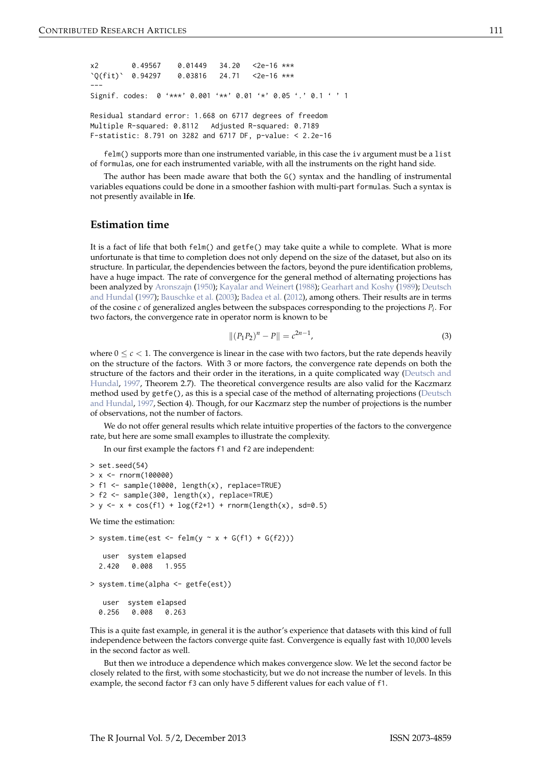```
x2         0.49567    0.01449   34.20   <2e-16 ***
`Q(fit)`   0.94297    0.03816   24.71   <2e-16 ***
---
Signif. codes:  0 '***' 0.001 '**' 0.01 '*' 0.05 '.' 0.1 ' ' 1

Residual standard error: 1.668 on 6717 degrees of freedom
Multiple R-squared: 0.8112   Adjusted R-squared: 0.7189
F-statistic: 8.791 on 3282 and 6717 DF, p-value: < 2.2e-16
```

felm() supports more than one instrumented variable, in this case the iv argument must be a list of formulas, one for each instrumented variable, with all the instruments on the right hand side.

The author has been made aware that both the G() syntax and the handling of instrumental variables equations could be done in a smoother fashion with multi-part formulas. Such a syntax is not presently available in **lfe**.

## Estimation time

It is a fact of life that both felm() and getfe() may take quite a while to complete. What is more unfortunate is that time to completion does not only depend on the size of the dataset, but also on its structure. In particular, the dependencies between the factors, beyond the pure identification problems, have a huge impact. The rate of convergence for the general method of alternating projections has been analyzed by Aronszajn (1950); Kayalar and Weinert (1988); Gearhart and Koshy (1989); Deutsch and Hundal (1997); Bauschke et al. (2003); Badea et al. (2012), among others. Their results are in terms of the cosine $c$ of generalized angles between the subspaces corresponding to the projections $P_i$. For two factors, the convergence rate in operator norm is known to be

$$\|(P_1 P_2)^n - P\| = c^{2n-1}, \tag{3}$$

where $0 \leq c < 1$. The convergence is linear in the case with two factors, but the rate depends heavily on the structure of the factors. With 3 or more factors, the convergence rate depends on both the structure of the factors and their order in the iterations, in a quite complicated way (Deutsch and Hundal, 1997, Theorem 2.7). The theoretical convergence results are also valid for the Kaczmarz method used by getfe(), as this is a special case of the method of alternating projections (Deutsch and Hundal, 1997, Section 4). Though, for our Kaczmarz step the number of projections is the number of observations, not the number of factors.

We do not offer general results which relate intuitive properties of the factors to the convergence rate, but here are some small examples to illustrate the complexity.

In our first example the factors f1 and f2 are independent:

```
> set.seed(54)
> x <- rnorm(100000)
> f1 <- sample(10000, length(x), replace=TRUE)
> f2 <- sample(300, length(x), replace=TRUE)
> y <- x + cos(f1) + log(f2+1) + rnorm(length(x), sd=0.5)
```

We time the estimation:

```
> system.time(est <- felm(y ~ x + G(f1) + G(f2)))

   user  system elapsed
  2.420   0.008   1.955

> system.time(alpha <- getfe(est))

   user  system elapsed
  0.256   0.008   0.263
```

This is a quite fast example, in general it is the author's experience that datasets with this kind of full independence between the factors converge quite fast. Convergence is equally fast with 10,000 levels in the second factor as well.

But then we introduce a dependence which makes convergence slow. We let the second factor be closely related to the first, with some stochasticity, but we do not increase the number of levels. In this example, the second factor f3 can only have 5 different values for each value of f1.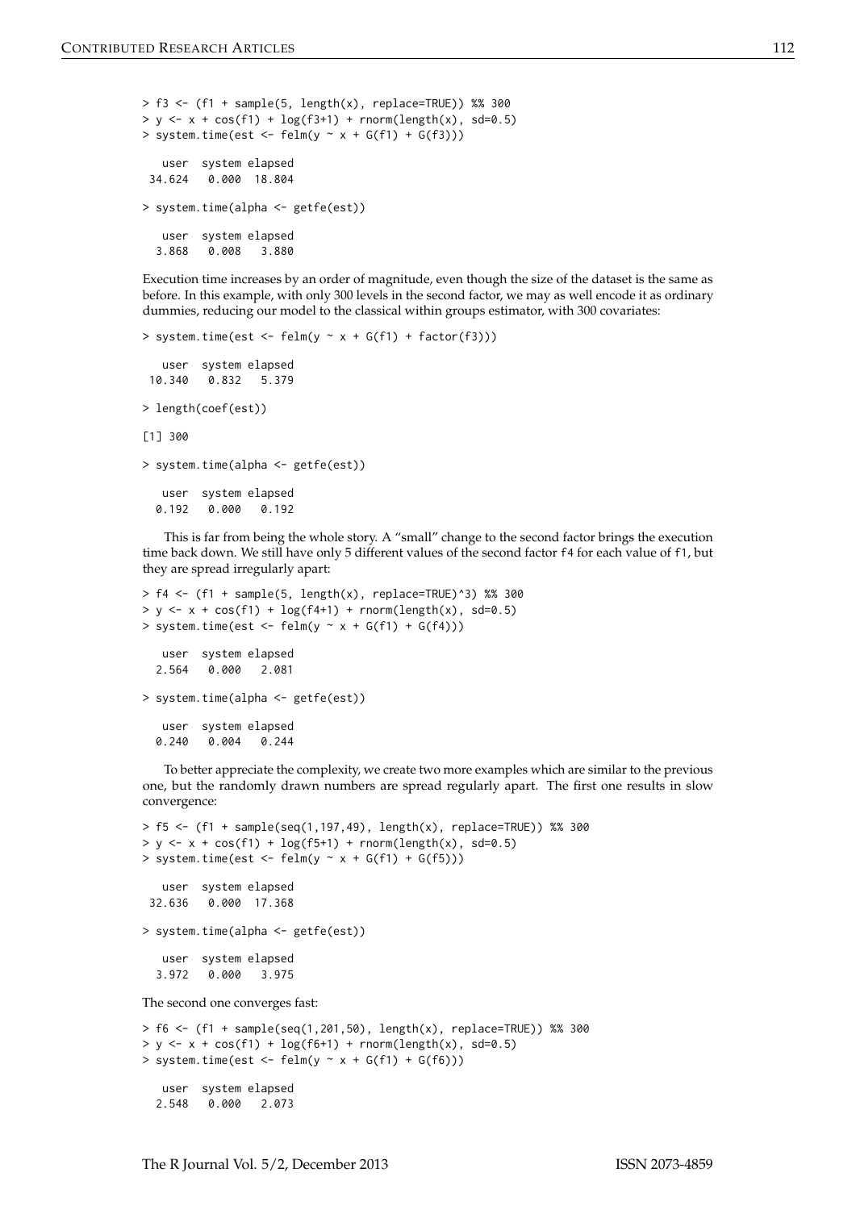```
> f3 <- (f1 + sample(5, length(x), replace=TRUE)) %% 300
> y <- x + cos(f1) + log(f3+1) + rnorm(length(x), sd=0.5)
> system.time(est <- felm(y ~ x + G(f1) + G(f3)))

   user  system elapsed
 34.624   0.000  18.804

> system.time(alpha <- getfe(est))

   user  system elapsed
  3.868   0.008   3.880
```

Execution time increases by an order of magnitude, even though the size of the dataset is the same as before. In this example, with only 300 levels in the second factor, we may as well encode it as ordinary dummies, reducing our model to the classical within groups estimator, with 300 covariates:

```
> system.time(est <- felm(y ~ x + G(f1) + factor(f3)))

   user  system elapsed
 10.340   0.832   5.379

> length(coef(est))

[1] 300

> system.time(alpha <- getfe(est))

   user  system elapsed
  0.192   0.000   0.192
```

This is far from being the whole story. A "small" change to the second factor brings the execution time back down. We still have only 5 different values of the second factor f4 for each value of f1, but they are spread irregularly apart:

```
> f4 <- (f1 + sample(5, length(x), replace=TRUE)^3) %% 300
> y <- x + cos(f1) + log(f4+1) + rnorm(length(x), sd=0.5)
> system.time(est <- felm(y ~ x + G(f1) + G(f4)))

   user  system elapsed
  2.564   0.000   2.081

> system.time(alpha <- getfe(est))

   user  system elapsed
  0.240   0.004   0.244
```

To better appreciate the complexity, we create two more examples which are similar to the previous one, but the randomly drawn numbers are spread regularly apart. The first one results in slow convergence:

```
> f5 <- (f1 + sample(seq(1,197,49), length(x), replace=TRUE)) %% 300
> y <- x + cos(f1) + log(f5+1) + rnorm(length(x), sd=0.5)
> system.time(est <- felm(y ~ x + G(f1) + G(f5)))

   user  system elapsed
 32.636   0.000  17.368

> system.time(alpha <- getfe(est))

   user  system elapsed
  3.972   0.000   3.975
```

The second one converges fast:

```
> f6 <- (f1 + sample(seq(1,201,50), length(x), replace=TRUE)) %% 300
> y <- x + cos(f1) + log(f6+1) + rnorm(length(x), sd=0.5)
> system.time(est <- felm(y ~ x + G(f1) + G(f6)))

   user  system elapsed
  2.548   0.000   2.073
```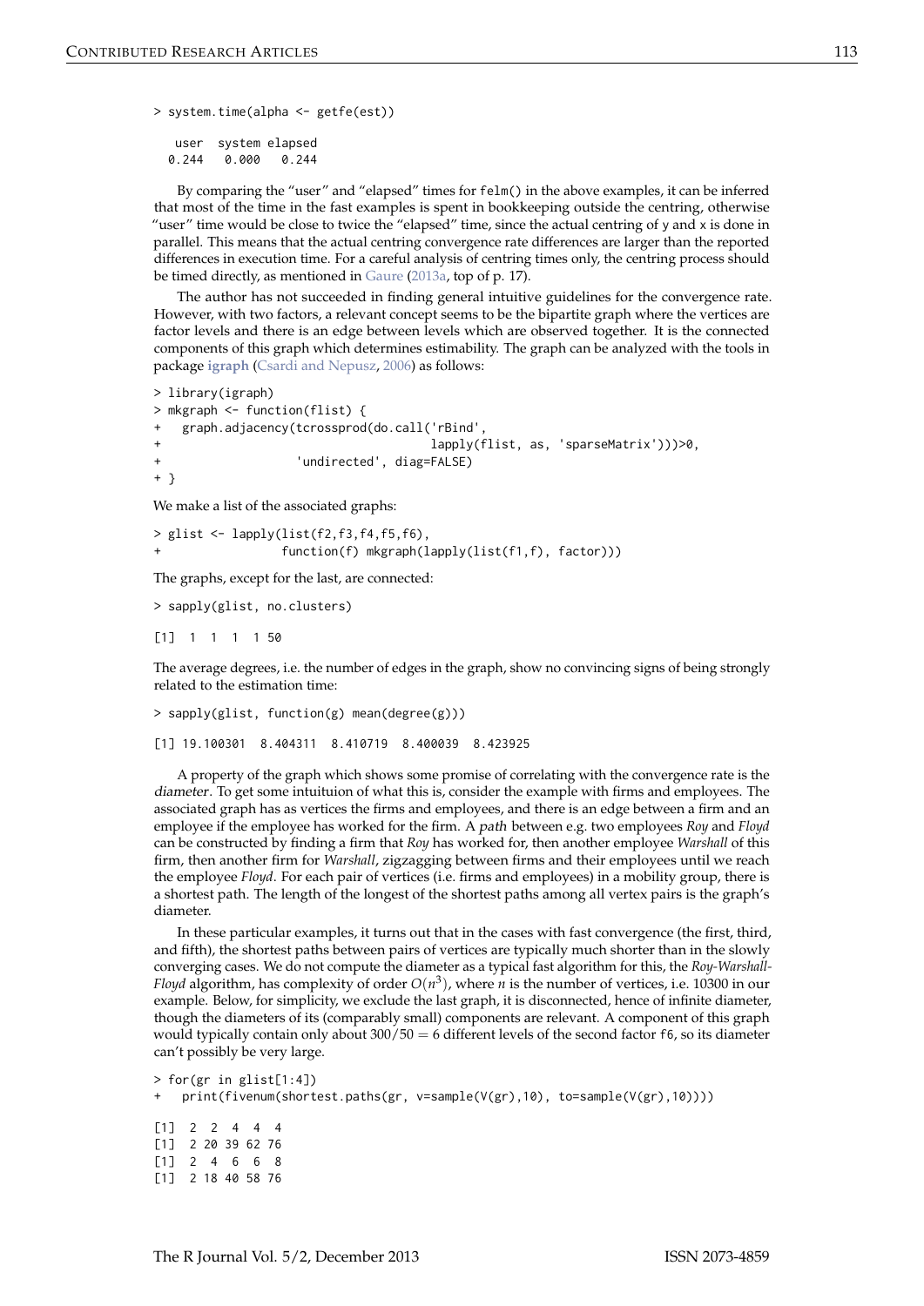```
> system.time(alpha <- getfe(est))

   user  system elapsed
  0.244   0.000   0.244
```

By comparing the "user" and "elapsed" times for `felm()` in the above examples, it can be inferred that most of the time in the fast examples is spent in bookkeeping outside the centring, otherwise "user" time would be close to twice the "elapsed" time, since the actual centring of y and x is done in parallel. This means that the actual centring convergence rate differences are larger than the reported differences in execution time. For a careful analysis of centring times only, the centring process should be timed directly, as mentioned in Gaure (2013a, top of p. 17).

The author has not succeeded in finding general intuitive guidelines for the convergence rate. However, with two factors, a relevant concept seems to be the bipartite graph where the vertices are factor levels and there is an edge between levels which are observed together. It is the connected components of this graph which determines estimability. The graph can be analyzed with the tools in package **igraph** (Csardi and Nepusz, 2006) as follows:

```
> library(igraph)
> mkgraph <- function(flist) {
+   graph.adjacency(tcrossprod(do.call('rBind',
+                                      lapply(flist, as, 'sparseMatrix')))>0,
+                   'undirected', diag=FALSE)
+ }
```

We make a list of the associated graphs:

```
> glist <- lapply(list(f2,f3,f4,f5,f6),
+                 function(f) mkgraph(lapply(list(f1,f), factor)))
```

The graphs, except for the last, are connected:

```
> sapply(glist, no.clusters)

[1]  1  1  1  1 50
```

The average degrees, i.e. the number of edges in the graph, show no convincing signs of being strongly related to the estimation time:

```
> sapply(glist, function(g) mean(degree(g)))

[1] 19.100301  8.404311  8.410719  8.400039  8.423925
```

A property of the graph which shows some promise of correlating with the convergence rate is the *diameter*. To get some intuituion of what this is, consider the example with firms and employees. The associated graph has as vertices the firms and employees, and there is an edge between a firm and an employee if the employee has worked for the firm. A *path* between e.g. two employees *Roy* and *Floyd* can be constructed by finding a firm that *Roy* has worked for, then another employee *Warshall* of this firm, then another firm for *Warshall*, zigzagging between firms and their employees until we reach the employee *Floyd*. For each pair of vertices (i.e. firms and employees) in a mobility group, there is a shortest path. The length of the longest of the shortest paths among all vertex pairs is the graph's diameter.

In these particular examples, it turns out that in the cases with fast convergence (the first, third, and fifth), the shortest paths between pairs of vertices are typically much shorter than in the slowly converging cases. We do not compute the diameter as a typical fast algorithm for this, the *Roy-Warshall-Floyd* algorithm, has complexity of order $O(n^3)$, where $n$ is the number of vertices, i.e. 10300 in our example. Below, for simplicity, we exclude the last graph, it is disconnected, hence of infinite diameter, though the diameters of its (comparably small) components are relevant. A component of this graph would typically contain only about $300/50 = 6$ different levels of the second factor f6, so its diameter can't possibly be very large.

```
> for(gr in glist[1:4])
+   print(fivenum(shortest.paths(gr, v=sample(V(gr),10), to=sample(V(gr),10))))

[1]  2  2  4  4  4
[1]  2 20 39 62 76
[1]  2  4  6  6  8
[1]  2 18 40 58 76
```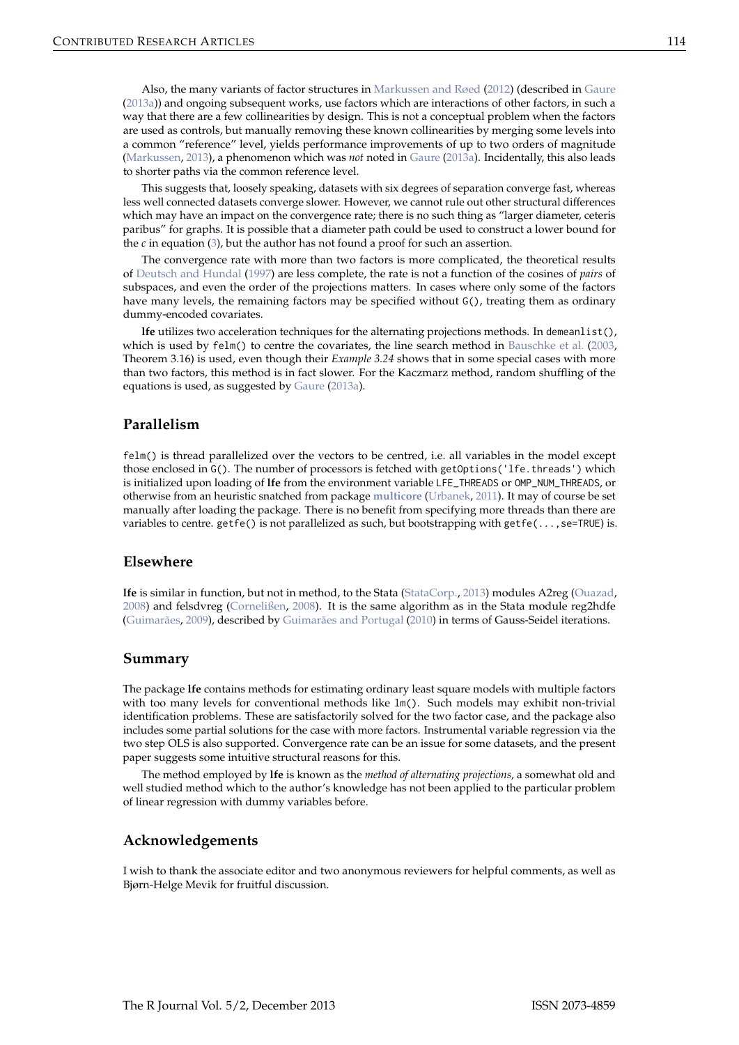Also, the many variants of factor structures in Markussen and Røed (2012) (described in Gaure (2013a)) and ongoing subsequent works, use factors which are interactions of other factors, in such a way that there are a few collinearities by design. This is not a conceptual problem when the factors are used as controls, but manually removing these known collinearities by merging some levels into a common "reference" level, yields performance improvements of up to two orders of magnitude (Markussen, 2013), a phenomenon which was *not* noted in Gaure (2013a). Incidentally, this also leads to shorter paths via the common reference level.

This suggests that, loosely speaking, datasets with six degrees of separation converge fast, whereas less well connected datasets converge slower. However, we cannot rule out other structural differences which may have an impact on the convergence rate; there is no such thing as "larger diameter, ceteris paribus" for graphs. It is possible that a diameter path could be used to construct a lower bound for the $c$ in equation (3), but the author has not found a proof for such an assertion.

The convergence rate with more than two factors is more complicated, the theoretical results of Deutsch and Hundal (1997) are less complete, the rate is not a function of the cosines of *pairs* of subspaces, and even the order of the projections matters. In cases where only some of the factors have many levels, the remaining factors may be specified without `G()`, treating them as ordinary dummy-encoded covariates.

**lfe** utilizes two acceleration techniques for the alternating projections methods. In `demeanlist()`, which is used by `felm()` to centre the covariates, the line search method in Bauschke et al. (2003, Theorem 3.16) is used, even though their *Example 3.24* shows that in some special cases with more than two factors, this method is in fact slower. For the Kaczmarz method, random shuffling of the equations is used, as suggested by Gaure (2013a).

## Parallelism

`felm()` is thread parallelized over the vectors to be centred, i.e. all variables in the model except those enclosed in `G()`. The number of processors is fetched with `getOptions('lfe.threads')` which is initialized upon loading of **lfe** from the environment variable `LFE_THREADS` or `OMP_NUM_THREADS`, or otherwise from an heuristic snatched from package **multicore** (Urbanek, 2011). It may of course be set manually after loading the package. There is no benefit from specifying more threads than there are variables to centre. `getfe()` is not parallelized as such, but bootstrapping with `getfe(...,se=TRUE)` is.

## Elsewhere

**lfe** is similar in function, but not in method, to the Stata (StataCorp., 2013) modules A2reg (Ouazad, 2008) and felsdvreg (Cornelißen, 2008). It is the same algorithm as in the Stata module reg2hdfe (Guimarães, 2009), described by Guimarães and Portugal (2010) in terms of Gauss-Seidel iterations.

## Summary

The package **lfe** contains methods for estimating ordinary least square models with multiple factors with too many levels for conventional methods like `lm()`. Such models may exhibit non-trivial identification problems. These are satisfactorily solved for the two factor case, and the package also includes some partial solutions for the case with more factors. Instrumental variable regression via the two step OLS is also supported. Convergence rate can be an issue for some datasets, and the present paper suggests some intuitive structural reasons for this.

The method employed by **lfe** is known as the *method of alternating projections*, a somewhat old and well studied method which to the author's knowledge has not been applied to the particular problem of linear regression with dummy variables before.

## Acknowledgements

I wish to thank the associate editor and two anonymous reviewers for helpful comments, as well as Bjørn-Helge Mevik for fruitful discussion.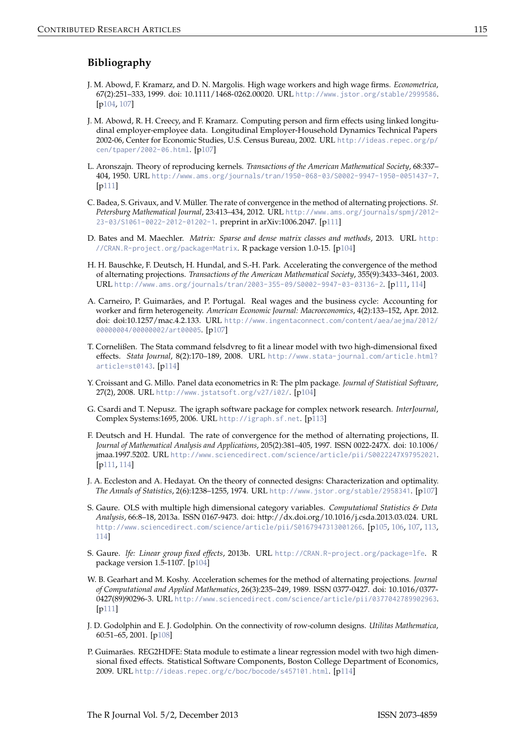## Bibliography

J. M. Abowd, F. Kramarz, and D. N. Margolis. High wage workers and high wage firms. *Econometrica*, 67(2):251–333, 1999. doi: 10.1111/1468-0262.00020. URL http://www.jstor.org/stable/2999586. [p104, 107]

J. M. Abowd, R. H. Creecy, and F. Kramarz. Computing person and firm effects using linked longitudinal employer-employee data. Longitudinal Employer-Household Dynamics Technical Papers 2002-06, Center for Economic Studies, U.S. Census Bureau, 2002. URL http://ideas.repec.org/p/cen/tpaper/2002-06.html. [p107]

L. Aronszajn. Theory of reproducing kernels. *Transactions of the American Mathematical Society*, 68:337–404, 1950. URL http://www.ams.org/journals/tran/1950-068-03/S0002-9947-1950-0051437-7. [p111]

C. Badea, S. Grivaux, and V. Müller. The rate of convergence in the method of alternating projections. *St. Petersburg Mathematical Journal*, 23:413–434, 2012. URL http://www.ams.org/journals/spmj/2012-23-03/S1061-0022-2012-01202-1. preprint in arXiv:1006.2047. [p111]

D. Bates and M. Maechler. *Matrix: Sparse and dense matrix classes and methods*, 2013. URL http://CRAN.R-project.org/package=Matrix. R package version 1.0-15. [p104]

H. H. Bauschke, F. Deutsch, H. Hundal, and S.-H. Park. Accelerating the convergence of the method of alternating projections. *Transactions of the American Mathematical Society*, 355(9):3433–3461, 2003. URL http://www.ams.org/journals/tran/2003-355-09/S0002-9947-03-03136-2. [p111, 114]

A. Carneiro, P. Guimarães, and P. Portugal. Real wages and the business cycle: Accounting for worker and firm heterogeneity. *American Economic Journal: Macroeconomics*, 4(2):133–152, Apr. 2012. doi: doi:10.1257/mac.4.2.133. URL http://www.ingentaconnect.com/content/aea/aejma/2012/00000004/00000002/art00005. [p107]

T. Cornelißen. The Stata command felsdvreg to fit a linear model with two high-dimensional fixed effects. *Stata Journal*, 8(2):170–189, 2008. URL http://www.stata-journal.com/article.html?article=st0143. [p114]

Y. Croissant and G. Millo. Panel data econometrics in R: The plm package. *Journal of Statistical Software*, 27(2), 2008. URL http://www.jstatsoft.org/v27/i02/. [p104]

G. Csardi and T. Nepusz. The igraph software package for complex network research. *InterJournal*, Complex Systems:1695, 2006. URL http://igraph.sf.net. [p113]

F. Deutsch and H. Hundal. The rate of convergence for the method of alternating projections, II. *Journal of Mathematical Analysis and Applications*, 205(2):381–405, 1997. ISSN 0022-247X. doi: 10.1006/jmaa.1997.5202. URL http://www.sciencedirect.com/science/article/pii/S0022247X97952021. [p111, 114]

J. A. Eccleston and A. Hedayat. On the theory of connected designs: Characterization and optimality. *The Annals of Statistics*, 2(6):1238–1255, 1974. URL http://www.jstor.org/stable/2958341. [p107]

S. Gaure. OLS with multiple high dimensional category variables. *Computational Statistics & Data Analysis*, 66:8–18, 2013a. ISSN 0167-9473. doi: http://dx.doi.org/10.1016/j.csda.2013.03.024. URL http://www.sciencedirect.com/science/article/pii/S0167947313001266. [p105, 106, 107, 113, 114]

S. Gaure. *lfe: Linear group fixed effects*, 2013b. URL http://CRAN.R-project.org/package=lfe. R package version 1.5-1107. [p104]

W. B. Gearhart and M. Koshy. Acceleration schemes for the method of alternating projections. *Journal of Computational and Applied Mathematics*, 26(3):235–249, 1989. ISSN 0377-0427. doi: 10.1016/0377-0427(89)90296-3. URL http://www.sciencedirect.com/science/article/pii/0377042789902963. [p111]

J. D. Godolphin and E. J. Godolphin. On the connectivity of row-column designs. *Utilitas Mathematica*, 60:51–65, 2001. [p108]

P. Guimarães. REG2HDFE: Stata module to estimate a linear regression model with two high dimensional fixed effects. Statistical Software Components, Boston College Department of Economics, 2009. URL http://ideas.repec.org/c/boc/bocode/s457101.html. [p114]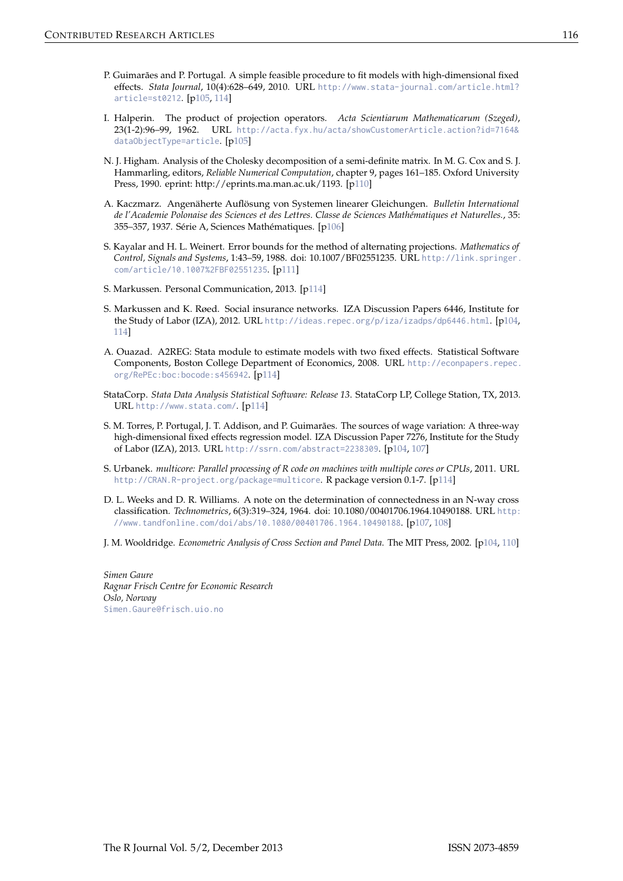P. Guimarães and P. Portugal. A simple feasible procedure to fit models with high-dimensional fixed effects. *Stata Journal*, 10(4):628–649, 2010. URL http://www.stata-journal.com/article.html?article=st0212. [p105, 114]

I. Halperin. The product of projection operators. *Acta Scientiarum Mathematicarum (Szeged)*, 23(1-2):96–99, 1962. URL http://acta.fyx.hu/acta/showCustomerArticle.action?id=7164&dataObjectType=article. [p105]

N. J. Higham. Analysis of the Cholesky decomposition of a semi-definite matrix. In M. G. Cox and S. J. Hammarling, editors, *Reliable Numerical Computation*, chapter 9, pages 161–185. Oxford University Press, 1990. eprint: http://eprints.ma.man.ac.uk/1193. [p110]

A. Kaczmarz. Angenäherte Auflösung von Systemen linearer Gleichungen. *Bulletin International de l'Academie Polonaise des Sciences et des Lettres. Classe de Sciences Mathématiques et Naturelles.*, 35: 355–357, 1937. Série A, Sciences Mathématiques. [p106]

S. Kayalar and H. L. Weinert. Error bounds for the method of alternating projections. *Mathematics of Control, Signals and Systems*, 1:43–59, 1988. doi: 10.1007/BF02551235. URL http://link.springer.com/article/10.1007%2FBF02551235. [p111]

S. Markussen. Personal Communication, 2013. [p114]

S. Markussen and K. Røed. Social insurance networks. IZA Discussion Papers 6446, Institute for the Study of Labor (IZA), 2012. URL http://ideas.repec.org/p/iza/izadps/dp6446.html. [p104, 114]

A. Ouazad. A2REG: Stata module to estimate models with two fixed effects. Statistical Software Components, Boston College Department of Economics, 2008. URL http://econpapers.repec.org/RePEc:boc:bocode:s456942. [p114]

StataCorp. *Stata Data Analysis Statistical Software: Release 13*. StataCorp LP, College Station, TX, 2013. URL http://www.stata.com/. [p114]

S. M. Torres, P. Portugal, J. T. Addison, and P. Guimarães. The sources of wage variation: A three-way high-dimensional fixed effects regression model. IZA Discussion Paper 7276, Institute for the Study of Labor (IZA), 2013. URL http://ssrn.com/abstract=2238309. [p104, 107]

S. Urbanek. *multicore: Parallel processing of R code on machines with multiple cores or CPUs*, 2011. URL http://CRAN.R-project.org/package=multicore. R package version 0.1-7. [p114]

D. L. Weeks and D. R. Williams. A note on the determination of connectedness in an N-way cross classification. *Technometrics*, 6(3):319–324, 1964. doi: 10.1080/00401706.1964.10490188. URL http://www.tandfonline.com/doi/abs/10.1080/00401706.1964.10490188. [p107, 108]

J. M. Wooldridge. *Econometric Analysis of Cross Section and Panel Data*. The MIT Press, 2002. [p104, 110]

*Simen Gaure*
*Ragnar Frisch Centre for Economic Research*
*Oslo, Norway*
Simen.Gaure@frisch.uio.no